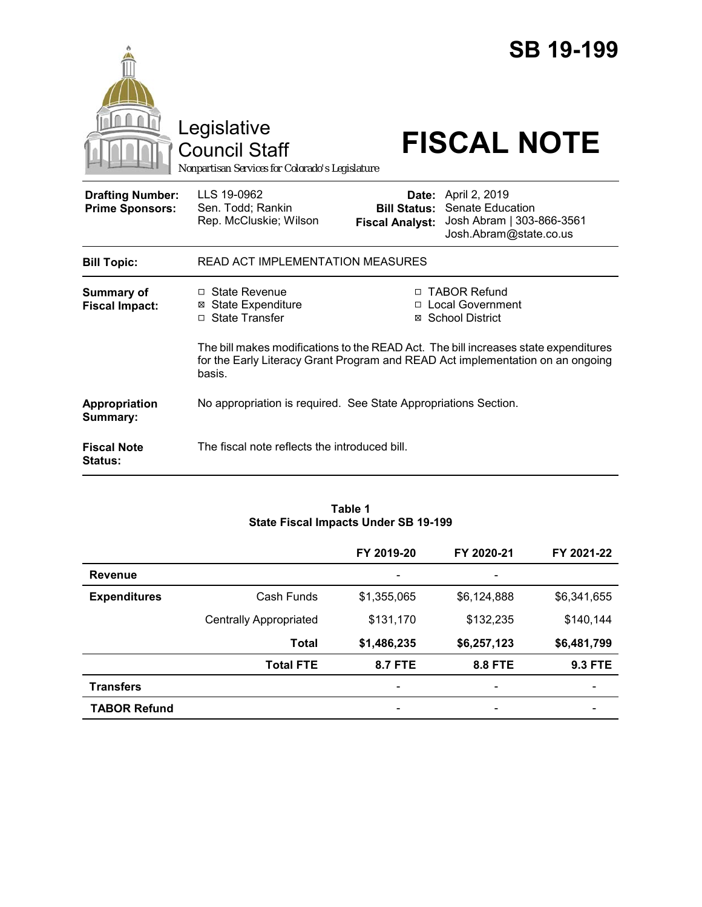# SB 19-199

Legislative Council Staff

*Nonpartisan Services for Colorado's Legislature*

# FISCAL NOTE

| | | | |
|---|---|---|---|
| **Drafting Number:** | LLS 19-0962 | **Date:** | April 2, 2019 |
| **Prime Sponsors:** | Sen. Todd; Rankin<br>Rep. McCluskie; Wilson | **Bill Status:** | Senate Education |
| | | **Fiscal Analyst:** | Josh Abram \| 303-866-3561<br>Josh.Abram@state.co.us |

| | |
|---|---|
| **Bill Topic:** | READ ACT IMPLEMENTATION MEASURES |
| **Summary of Fiscal Impact:** | ☐ State Revenue<br>☒ State Expenditure<br>☐ State Transfer<br>☐ TABOR Refund<br>☐ Local Government<br>☒ School District<br><br>The bill makes modifications to the READ Act. The bill increases state expenditures for the Early Literacy Grant Program and READ Act implementation on an ongoing basis. |
| **Appropriation Summary:** | No appropriation is required. See State Appropriations Section. |
| **Fiscal Note Status:** | The fiscal note reflects the introduced bill. |

**Table 1**
**State Fiscal Impacts Under SB 19-199**

| | | FY 2019-20 | FY 2020-21 | FY 2021-22 |
|---|---|---|---|---|
| **Revenue** | | - | - | |
| **Expenditures** | Cash Funds | $1,355,065 | $6,124,888 | $6,341,655 |
| | Centrally Appropriated | $131,170 | $132,235 | $140,144 |
| | **Total** | **$1,486,235** | **$6,257,123** | **$6,481,799** |
| | **Total FTE** | **8.7 FTE** | **8.8 FTE** | **9.3 FTE** |
| **Transfers** | | - | - | - |
| **TABOR Refund** | | - | - | - |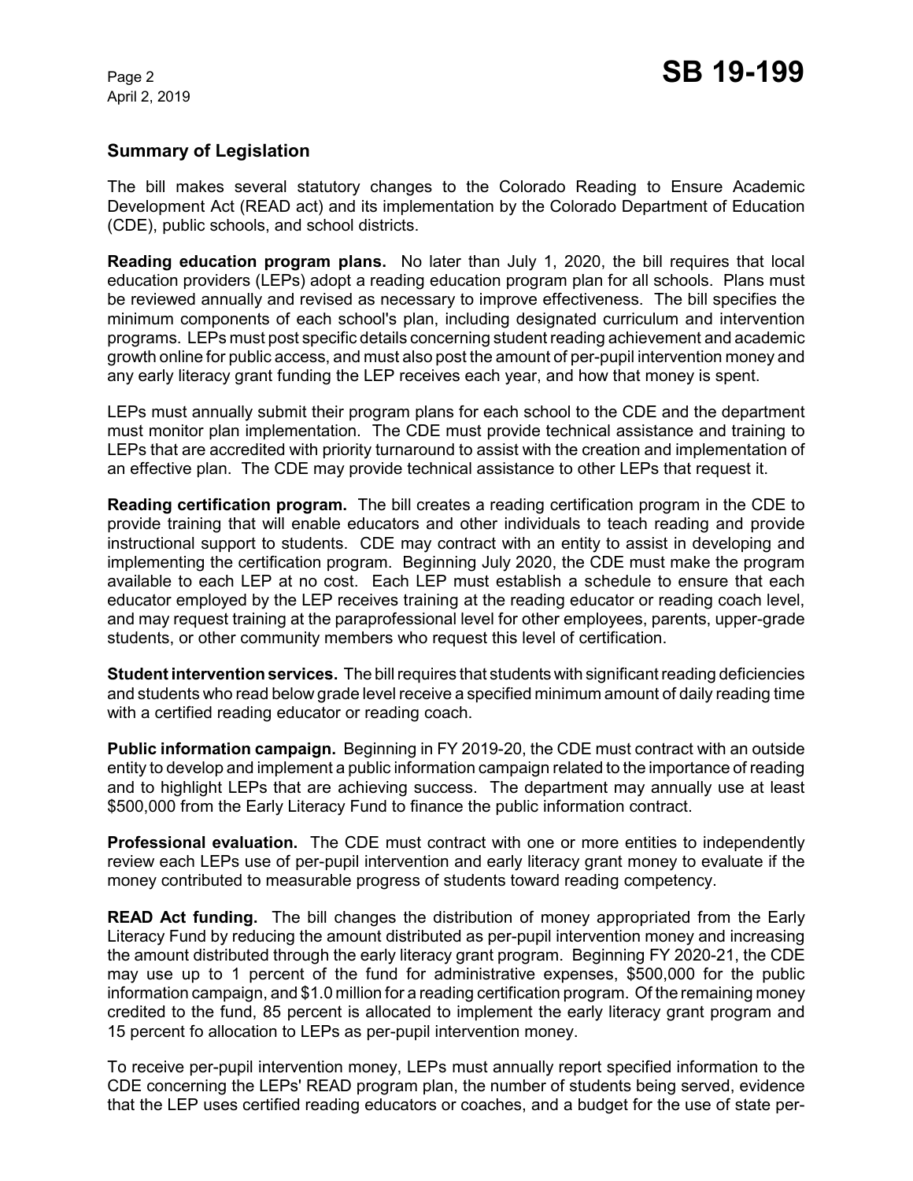## Summary of Legislation

The bill makes several statutory changes to the Colorado Reading to Ensure Academic Development Act (READ act) and its implementation by the Colorado Department of Education (CDE), public schools, and school districts.

**Reading education program plans.** No later than July 1, 2020, the bill requires that local education providers (LEPs) adopt a reading education program plan for all schools. Plans must be reviewed annually and revised as necessary to improve effectiveness. The bill specifies the minimum components of each school's plan, including designated curriculum and intervention programs. LEPs must post specific details concerning student reading achievement and academic growth online for public access, and must also post the amount of per-pupil intervention money and any early literacy grant funding the LEP receives each year, and how that money is spent.

LEPs must annually submit their program plans for each school to the CDE and the department must monitor plan implementation. The CDE must provide technical assistance and training to LEPs that are accredited with priority turnaround to assist with the creation and implementation of an effective plan. The CDE may provide technical assistance to other LEPs that request it.

**Reading certification program.** The bill creates a reading certification program in the CDE to provide training that will enable educators and other individuals to teach reading and provide instructional support to students. CDE may contract with an entity to assist in developing and implementing the certification program. Beginning July 2020, the CDE must make the program available to each LEP at no cost. Each LEP must establish a schedule to ensure that each educator employed by the LEP receives training at the reading educator or reading coach level, and may request training at the paraprofessional level for other employees, parents, upper-grade students, or other community members who request this level of certification.

**Student intervention services.** The bill requires that students with significant reading deficiencies and students who read below grade level receive a specified minimum amount of daily reading time with a certified reading educator or reading coach.

**Public information campaign.** Beginning in FY 2019-20, the CDE must contract with an outside entity to develop and implement a public information campaign related to the importance of reading and to highlight LEPs that are achieving success. The department may annually use at least $500,000 from the Early Literacy Fund to finance the public information contract.

**Professional evaluation.** The CDE must contract with one or more entities to independently review each LEPs use of per-pupil intervention and early literacy grant money to evaluate if the money contributed to measurable progress of students toward reading competency.

**READ Act funding.** The bill changes the distribution of money appropriated from the Early Literacy Fund by reducing the amount distributed as per-pupil intervention money and increasing the amount distributed through the early literacy grant program. Beginning FY 2020-21, the CDE may use up to 1 percent of the fund for administrative expenses, $500,000 for the public information campaign, and $1.0 million for a reading certification program. Of the remaining money credited to the fund, 85 percent is allocated to implement the early literacy grant program and 15 percent fo allocation to LEPs as per-pupil intervention money.

To receive per-pupil intervention money, LEPs must annually report specified information to the CDE concerning the LEPs' READ program plan, the number of students being served, evidence that the LEP uses certified reading educators or coaches, and a budget for the use of state per-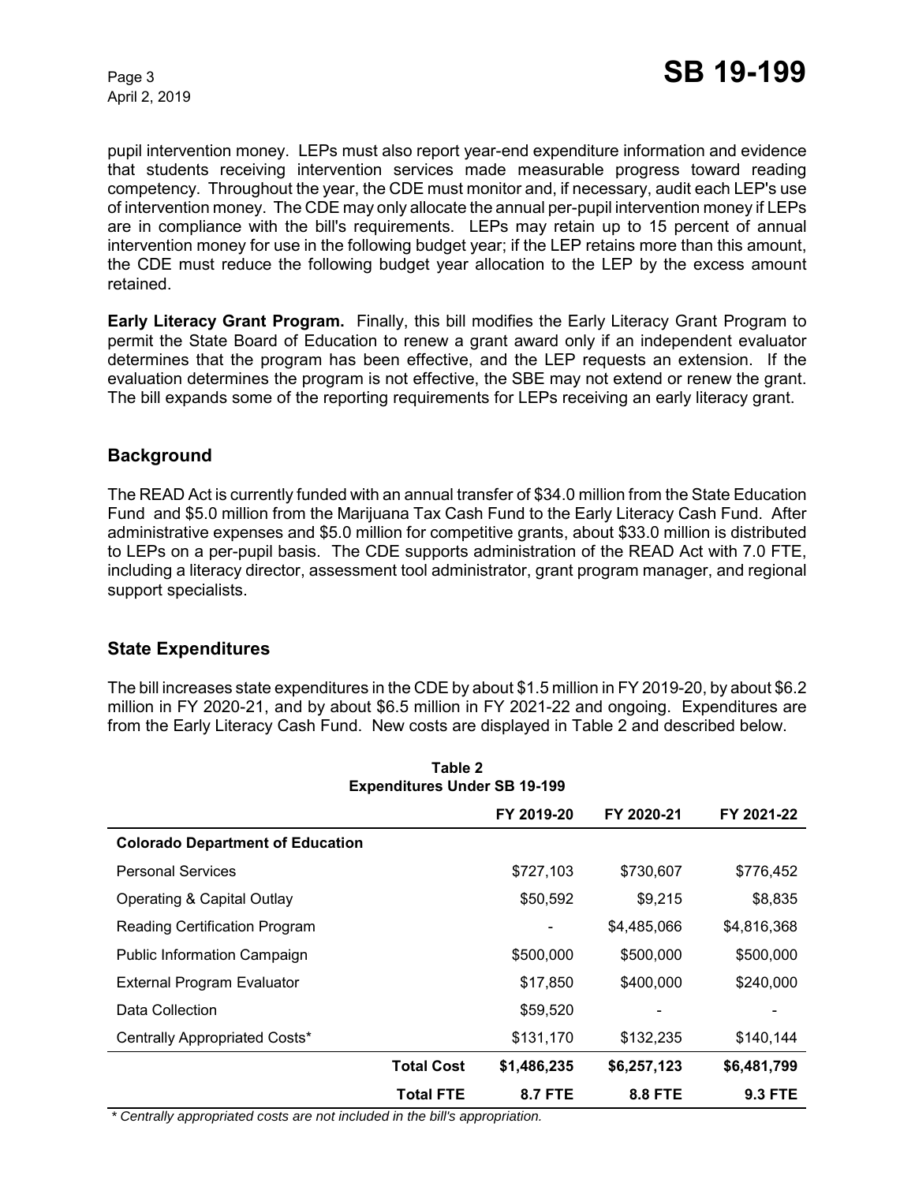pupil intervention money. LEPs must also report year-end expenditure information and evidence that students receiving intervention services made measurable progress toward reading competency. Throughout the year, the CDE must monitor and, if necessary, audit each LEP's use of intervention money. The CDE may only allocate the annual per-pupil intervention money if LEPs are in compliance with the bill's requirements. LEPs may retain up to 15 percent of annual intervention money for use in the following budget year; if the LEP retains more than this amount, the CDE must reduce the following budget year allocation to the LEP by the excess amount retained.

**Early Literacy Grant Program.** Finally, this bill modifies the Early Literacy Grant Program to permit the State Board of Education to renew a grant award only if an independent evaluator determines that the program has been effective, and the LEP requests an extension. If the evaluation determines the program is not effective, the SBE may not extend or renew the grant. The bill expands some of the reporting requirements for LEPs receiving an early literacy grant.

## Background

The READ Act is currently funded with an annual transfer of $34.0 million from the State Education Fund and $5.0 million from the Marijuana Tax Cash Fund to the Early Literacy Cash Fund. After administrative expenses and $5.0 million for competitive grants, about $33.0 million is distributed to LEPs on a per-pupil basis. The CDE supports administration of the READ Act with 7.0 FTE, including a literacy director, assessment tool administrator, grant program manager, and regional support specialists.

## State Expenditures

The bill increases state expenditures in the CDE by about $1.5 million in FY 2019-20, by about $6.2 million in FY 2020-21, and by about $6.5 million in FY 2021-22 and ongoing. Expenditures are from the Early Literacy Cash Fund. New costs are displayed in Table 2 and described below.

**Table 2**
**Expenditures Under SB 19-199**

| | FY 2019-20 | FY 2020-21 | FY 2021-22 |
|---|---|---|---|
| **Colorado Department of Education** | | | |
| Personal Services | $727,103 | $730,607 | $776,452 |
| Operating & Capital Outlay | $50,592 | $9,215 | $8,835 |
| Reading Certification Program | - | $4,485,066 | $4,816,368 |
| Public Information Campaign | $500,000 | $500,000 | $500,000 |
| External Program Evaluator | $17,850 | $400,000 | $240,000 |
| Data Collection | $59,520 | - | - |
| Centrally Appropriated Costs* | $131,170 | $132,235 | $140,144 |
| **Total Cost** | **$1,486,235** | **$6,257,123** | **$6,481,799** |
| **Total FTE** | **8.7 FTE** | **8.8 FTE** | **9.3 FTE** |

*\* Centrally appropriated costs are not included in the bill's appropriation.*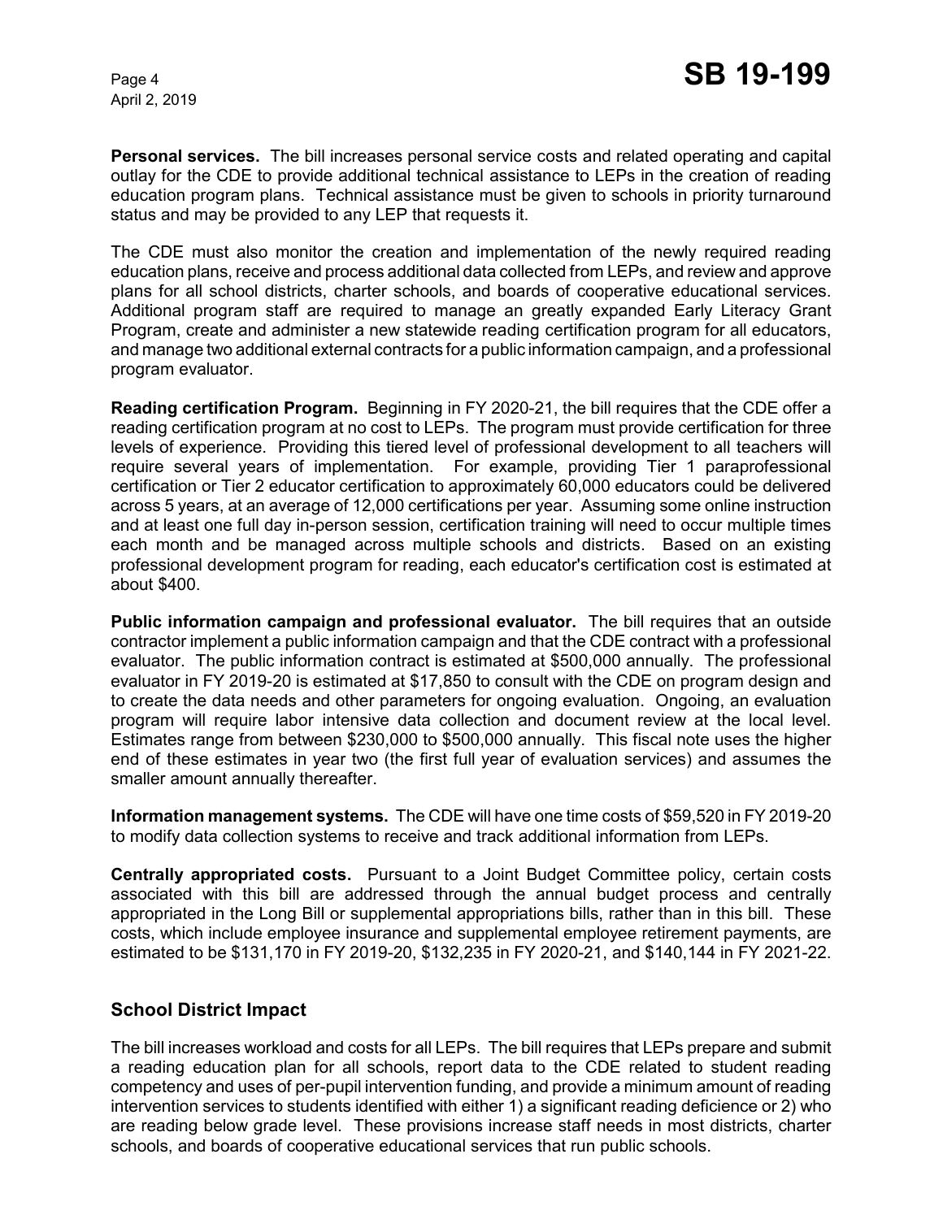**Personal services.** The bill increases personal service costs and related operating and capital outlay for the CDE to provide additional technical assistance to LEPs in the creation of reading education program plans. Technical assistance must be given to schools in priority turnaround status and may be provided to any LEP that requests it.

The CDE must also monitor the creation and implementation of the newly required reading education plans, receive and process additional data collected from LEPs, and review and approve plans for all school districts, charter schools, and boards of cooperative educational services. Additional program staff are required to manage an greatly expanded Early Literacy Grant Program, create and administer a new statewide reading certification program for all educators, and manage two additional external contracts for a public information campaign, and a professional program evaluator.

**Reading certification Program.** Beginning in FY 2020-21, the bill requires that the CDE offer a reading certification program at no cost to LEPs. The program must provide certification for three levels of experience. Providing this tiered level of professional development to all teachers will require several years of implementation. For example, providing Tier 1 paraprofessional certification or Tier 2 educator certification to approximately 60,000 educators could be delivered across 5 years, at an average of 12,000 certifications per year. Assuming some online instruction and at least one full day in-person session, certification training will need to occur multiple times each month and be managed across multiple schools and districts. Based on an existing professional development program for reading, each educator's certification cost is estimated at about $400.

**Public information campaign and professional evaluator.** The bill requires that an outside contractor implement a public information campaign and that the CDE contract with a professional evaluator. The public information contract is estimated at $500,000 annually. The professional evaluator in FY 2019-20 is estimated at $17,850 to consult with the CDE on program design and to create the data needs and other parameters for ongoing evaluation. Ongoing, an evaluation program will require labor intensive data collection and document review at the local level. Estimates range from between $230,000 to $500,000 annually. This fiscal note uses the higher end of these estimates in year two (the first full year of evaluation services) and assumes the smaller amount annually thereafter.

**Information management systems.** The CDE will have one time costs of $59,520 in FY 2019-20 to modify data collection systems to receive and track additional information from LEPs.

**Centrally appropriated costs.** Pursuant to a Joint Budget Committee policy, certain costs associated with this bill are addressed through the annual budget process and centrally appropriated in the Long Bill or supplemental appropriations bills, rather than in this bill. These costs, which include employee insurance and supplemental employee retirement payments, are estimated to be $131,170 in FY 2019-20, $132,235 in FY 2020-21, and $140,144 in FY 2021-22.

## School District Impact

The bill increases workload and costs for all LEPs. The bill requires that LEPs prepare and submit a reading education plan for all schools, report data to the CDE related to student reading competency and uses of per-pupil intervention funding, and provide a minimum amount of reading intervention services to students identified with either 1) a significant reading deficience or 2) who are reading below grade level. These provisions increase staff needs in most districts, charter schools, and boards of cooperative educational services that run public schools.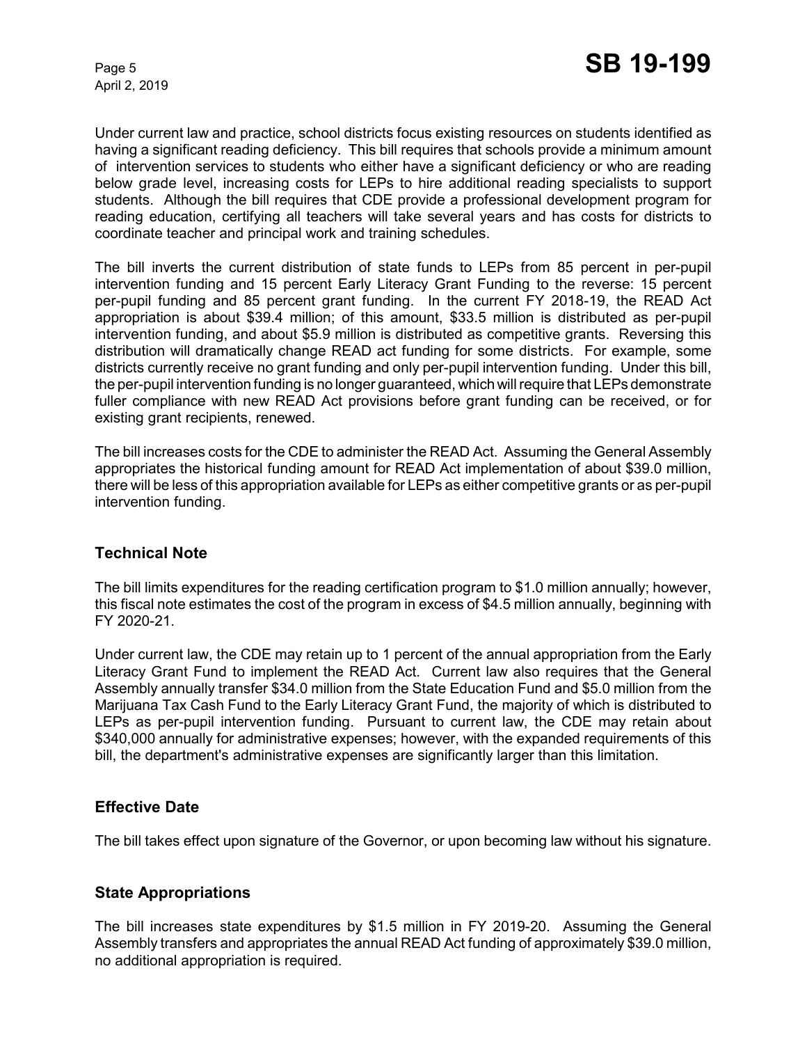Under current law and practice, school districts focus existing resources on students identified as having a significant reading deficiency. This bill requires that schools provide a minimum amount of intervention services to students who either have a significant deficiency or who are reading below grade level, increasing costs for LEPs to hire additional reading specialists to support students. Although the bill requires that CDE provide a professional development program for reading education, certifying all teachers will take several years and has costs for districts to coordinate teacher and principal work and training schedules.

The bill inverts the current distribution of state funds to LEPs from 85 percent in per-pupil intervention funding and 15 percent Early Literacy Grant Funding to the reverse: 15 percent per-pupil funding and 85 percent grant funding. In the current FY 2018-19, the READ Act appropriation is about $39.4 million; of this amount, $33.5 million is distributed as per-pupil intervention funding, and about $5.9 million is distributed as competitive grants. Reversing this distribution will dramatically change READ act funding for some districts. For example, some districts currently receive no grant funding and only per-pupil intervention funding. Under this bill, the per-pupil intervention funding is no longer guaranteed, which will require that LEPs demonstrate fuller compliance with new READ Act provisions before grant funding can be received, or for existing grant recipients, renewed.

The bill increases costs for the CDE to administer the READ Act. Assuming the General Assembly appropriates the historical funding amount for READ Act implementation of about $39.0 million, there will be less of this appropriation available for LEPs as either competitive grants or as per-pupil intervention funding.

## Technical Note

The bill limits expenditures for the reading certification program to $1.0 million annually; however, this fiscal note estimates the cost of the program in excess of $4.5 million annually, beginning with FY 2020-21.

Under current law, the CDE may retain up to 1 percent of the annual appropriation from the Early Literacy Grant Fund to implement the READ Act. Current law also requires that the General Assembly annually transfer $34.0 million from the State Education Fund and $5.0 million from the Marijuana Tax Cash Fund to the Early Literacy Grant Fund, the majority of which is distributed to LEPs as per-pupil intervention funding. Pursuant to current law, the CDE may retain about $340,000 annually for administrative expenses; however, with the expanded requirements of this bill, the department's administrative expenses are significantly larger than this limitation.

## Effective Date

The bill takes effect upon signature of the Governor, or upon becoming law without his signature.

## State Appropriations

The bill increases state expenditures by $1.5 million in FY 2019-20. Assuming the General Assembly transfers and appropriates the annual READ Act funding of approximately $39.0 million, no additional appropriation is required.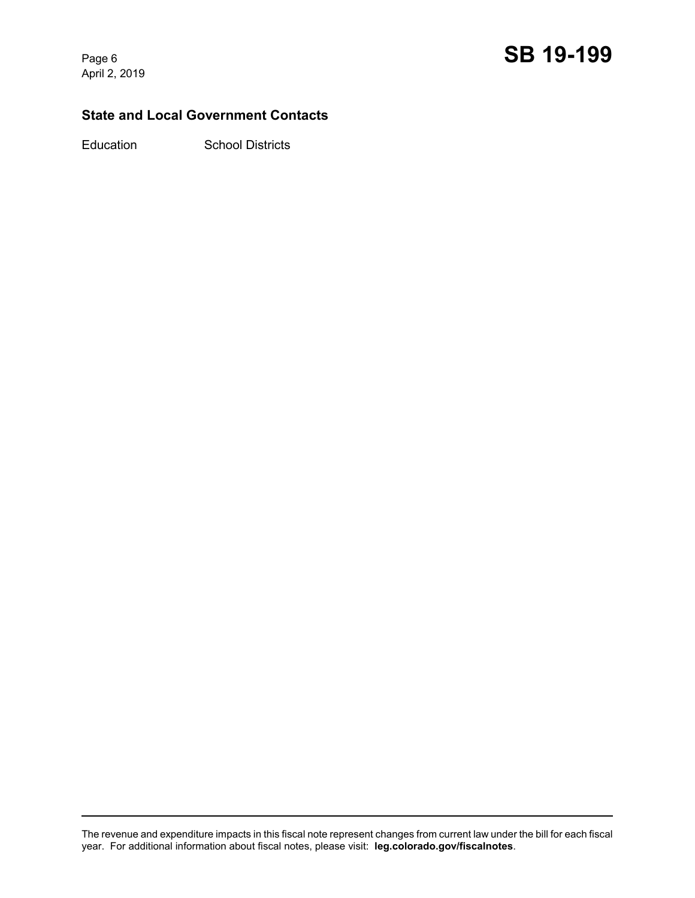### State and Local Government Contacts

Education School Districts

The revenue and expenditure impacts in this fiscal note represent changes from current law under the bill for each fiscal year. For additional information about fiscal notes, please visit: **leg.colorado.gov/fiscalnotes**.